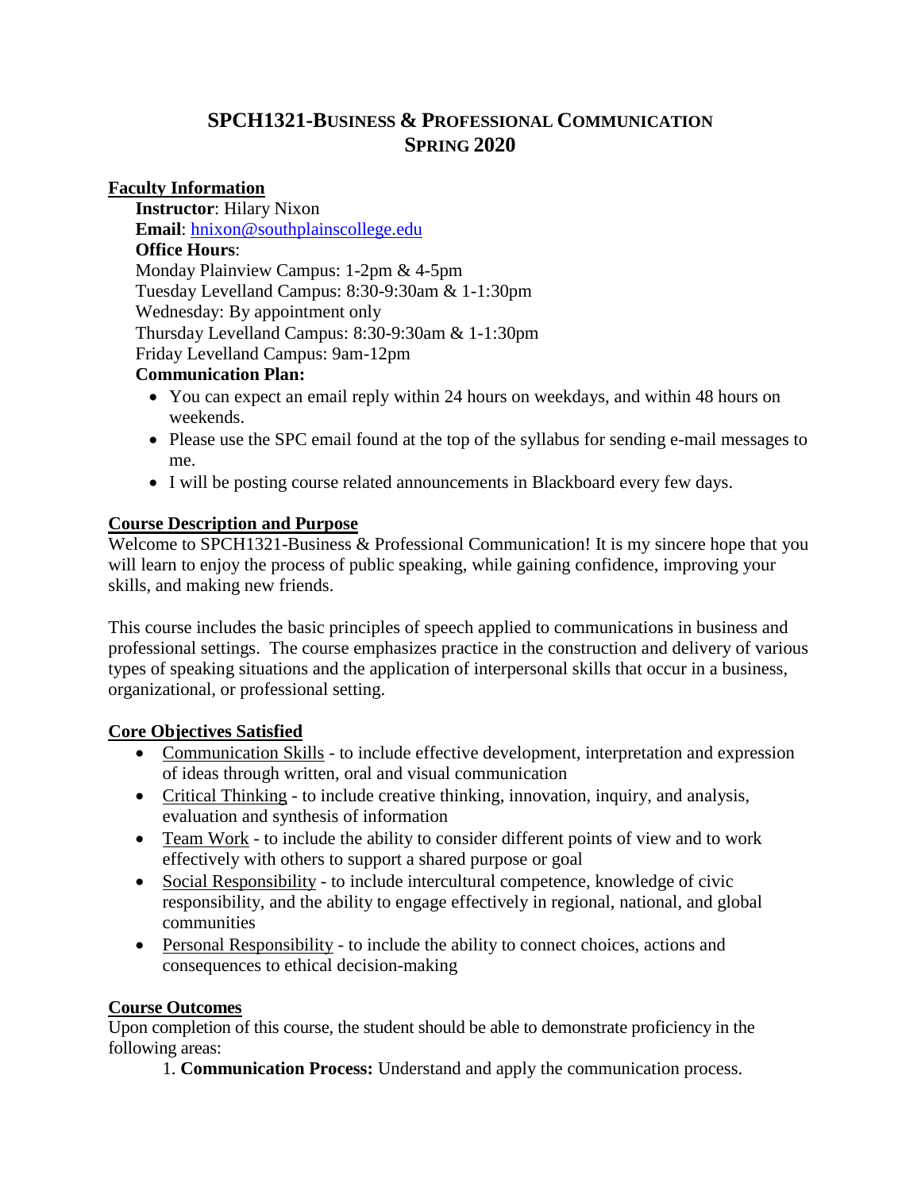# SPCH1321-Business & Professional Communication
## Spring 2020

**Faculty Information**

**Instructor**: Hilary Nixon
**Email**: hnixon@southplainscollege.edu
**Office Hours**:
Monday Plainview Campus: 1-2pm & 4-5pm
Tuesday Levelland Campus: 8:30-9:30am & 1-1:30pm
Wednesday: By appointment only
Thursday Levelland Campus: 8:30-9:30am & 1-1:30pm
Friday Levelland Campus: 9am-12pm
**Communication Plan:**

- You can expect an email reply within 24 hours on weekdays, and within 48 hours on weekends.
- Please use the SPC email found at the top of the syllabus for sending e-mail messages to me.
- I will be posting course related announcements in Blackboard every few days.

**Course Description and Purpose**

Welcome to SPCH1321-Business & Professional Communication! It is my sincere hope that you will learn to enjoy the process of public speaking, while gaining confidence, improving your skills, and making new friends.

This course includes the basic principles of speech applied to communications in business and professional settings. The course emphasizes practice in the construction and delivery of various types of speaking situations and the application of interpersonal skills that occur in a business, organizational, or professional setting.

**Core Objectives Satisfied**

- Communication Skills - to include effective development, interpretation and expression of ideas through written, oral and visual communication
- Critical Thinking - to include creative thinking, innovation, inquiry, and analysis, evaluation and synthesis of information
- Team Work - to include the ability to consider different points of view and to work effectively with others to support a shared purpose or goal
- Social Responsibility - to include intercultural competence, knowledge of civic responsibility, and the ability to engage effectively in regional, national, and global communities
- Personal Responsibility - to include the ability to connect choices, actions and consequences to ethical decision-making

**Course Outcomes**

Upon completion of this course, the student should be able to demonstrate proficiency in the following areas:

1. **Communication Process:** Understand and apply the communication process.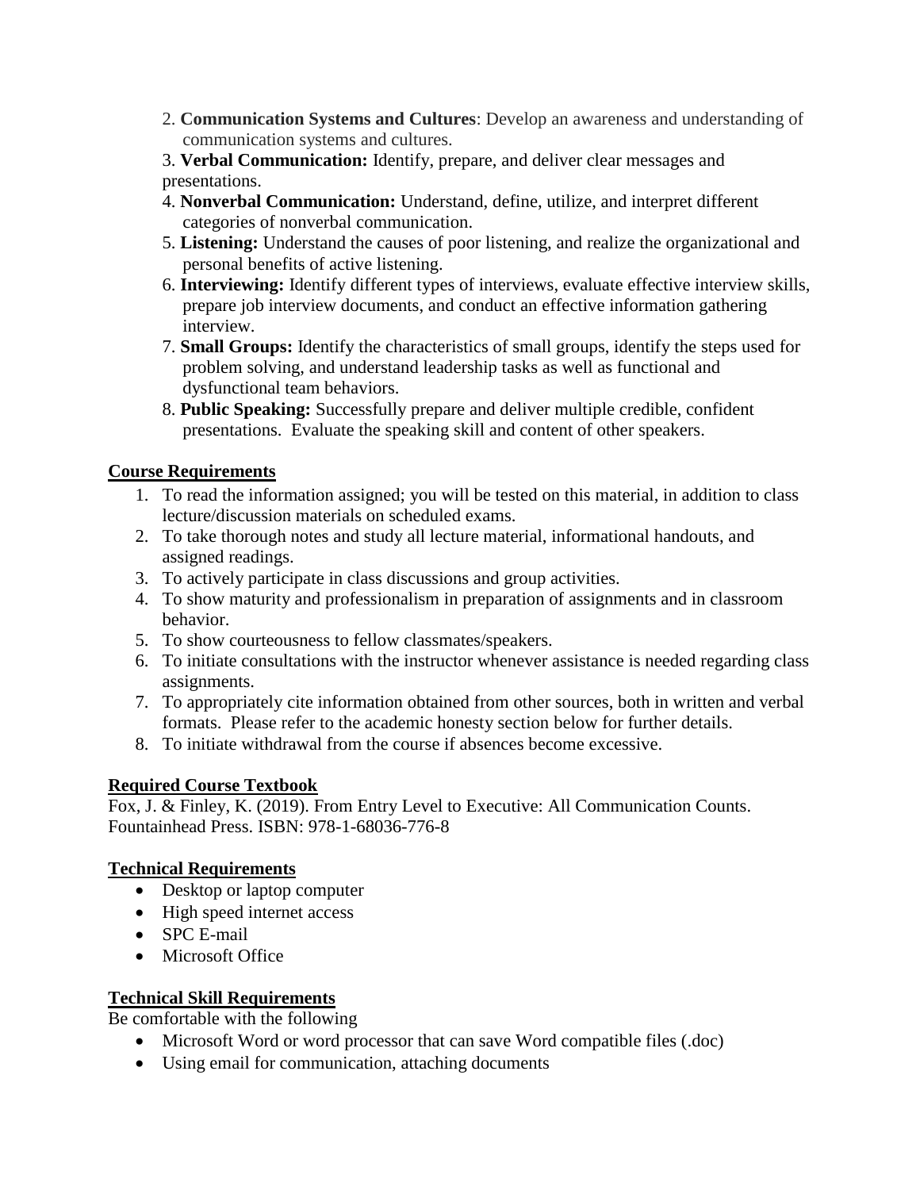2. **Communication Systems and Cultures**: Develop an awareness and understanding of communication systems and cultures.
3. **Verbal Communication:** Identify, prepare, and deliver clear messages and presentations.
4. **Nonverbal Communication:** Understand, define, utilize, and interpret different categories of nonverbal communication.
5. **Listening:** Understand the causes of poor listening, and realize the organizational and personal benefits of active listening.
6. **Interviewing:** Identify different types of interviews, evaluate effective interview skills, prepare job interview documents, and conduct an effective information gathering interview.
7. **Small Groups:** Identify the characteristics of small groups, identify the steps used for problem solving, and understand leadership tasks as well as functional and dysfunctional team behaviors.
8. **Public Speaking:** Successfully prepare and deliver multiple credible, confident presentations. Evaluate the speaking skill and content of other speakers.

## Course Requirements

1. To read the information assigned; you will be tested on this material, in addition to class lecture/discussion materials on scheduled exams.
2. To take thorough notes and study all lecture material, informational handouts, and assigned readings.
3. To actively participate in class discussions and group activities.
4. To show maturity and professionalism in preparation of assignments and in classroom behavior.
5. To show courteousness to fellow classmates/speakers.
6. To initiate consultations with the instructor whenever assistance is needed regarding class assignments.
7. To appropriately cite information obtained from other sources, both in written and verbal formats. Please refer to the academic honesty section below for further details.
8. To initiate withdrawal from the course if absences become excessive.

## Required Course Textbook

Fox, J. & Finley, K. (2019). From Entry Level to Executive: All Communication Counts. Fountainhead Press. ISBN: 978-1-68036-776-8

## Technical Requirements

- Desktop or laptop computer
- High speed internet access
- SPC E-mail
- Microsoft Office

## Technical Skill Requirements

Be comfortable with the following

- Microsoft Word or word processor that can save Word compatible files (.doc)
- Using email for communication, attaching documents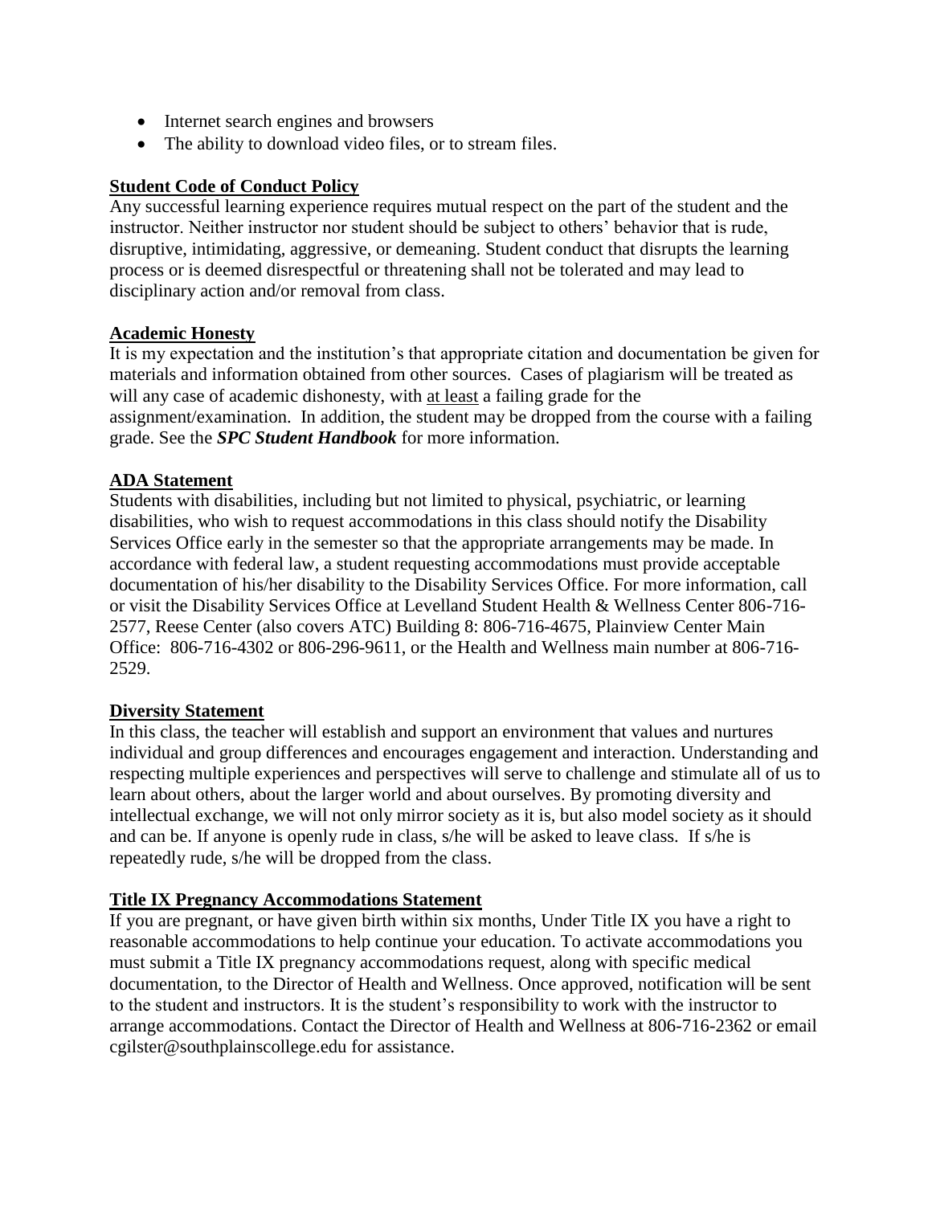- Internet search engines and browsers
- The ability to download video files, or to stream files.

**Student Code of Conduct Policy**

Any successful learning experience requires mutual respect on the part of the student and the instructor. Neither instructor nor student should be subject to others' behavior that is rude, disruptive, intimidating, aggressive, or demeaning. Student conduct that disrupts the learning process or is deemed disrespectful or threatening shall not be tolerated and may lead to disciplinary action and/or removal from class.

**Academic Honesty**

It is my expectation and the institution's that appropriate citation and documentation be given for materials and information obtained from other sources. Cases of plagiarism will be treated as will any case of academic dishonesty, with at least a failing grade for the assignment/examination. In addition, the student may be dropped from the course with a failing grade. See the ***SPC Student Handbook*** for more information.

**ADA Statement**

Students with disabilities, including but not limited to physical, psychiatric, or learning disabilities, who wish to request accommodations in this class should notify the Disability Services Office early in the semester so that the appropriate arrangements may be made. In accordance with federal law, a student requesting accommodations must provide acceptable documentation of his/her disability to the Disability Services Office. For more information, call or visit the Disability Services Office at Levelland Student Health & Wellness Center 806-716-2577, Reese Center (also covers ATC) Building 8: 806-716-4675, Plainview Center Main Office: 806-716-4302 or 806-296-9611, or the Health and Wellness main number at 806-716-2529.

**Diversity Statement**

In this class, the teacher will establish and support an environment that values and nurtures individual and group differences and encourages engagement and interaction. Understanding and respecting multiple experiences and perspectives will serve to challenge and stimulate all of us to learn about others, about the larger world and about ourselves. By promoting diversity and intellectual exchange, we will not only mirror society as it is, but also model society as it should and can be. If anyone is openly rude in class, s/he will be asked to leave class. If s/he is repeatedly rude, s/he will be dropped from the class.

**Title IX Pregnancy Accommodations Statement**

If you are pregnant, or have given birth within six months, Under Title IX you have a right to reasonable accommodations to help continue your education. To activate accommodations you must submit a Title IX pregnancy accommodations request, along with specific medical documentation, to the Director of Health and Wellness. Once approved, notification will be sent to the student and instructors. It is the student's responsibility to work with the instructor to arrange accommodations. Contact the Director of Health and Wellness at 806-716-2362 or email cgilster@southplainscollege.edu for assistance.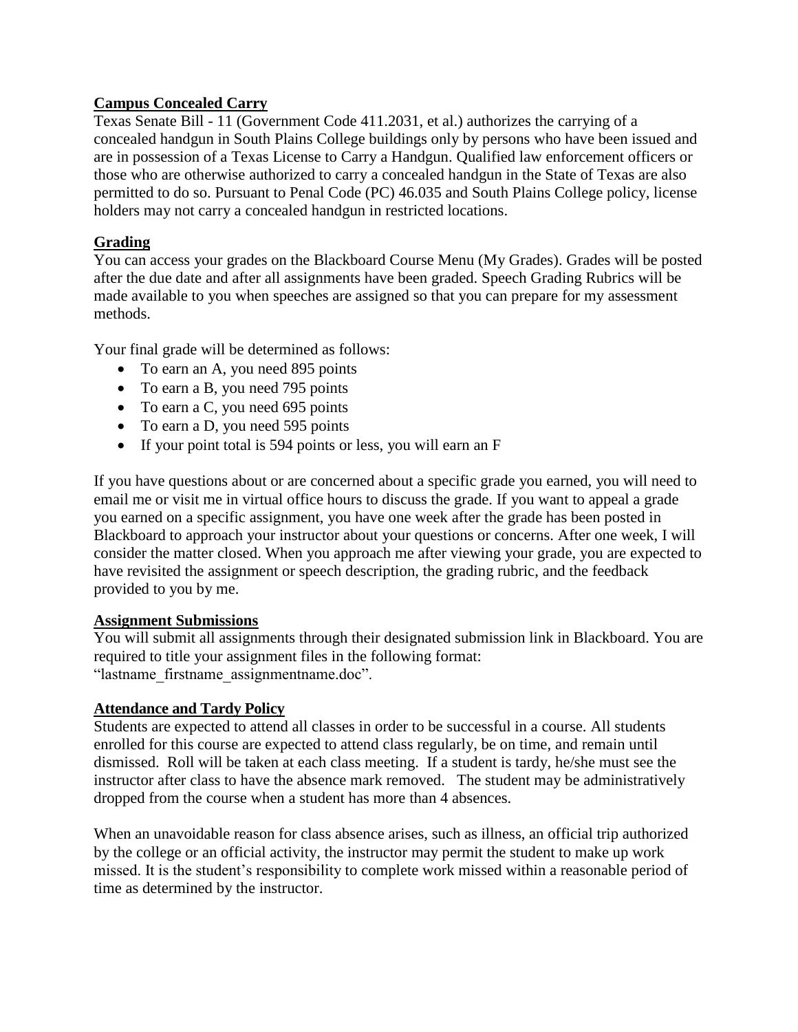## Campus Concealed Carry

Texas Senate Bill - 11 (Government Code 411.2031, et al.) authorizes the carrying of a concealed handgun in South Plains College buildings only by persons who have been issued and are in possession of a Texas License to Carry a Handgun. Qualified law enforcement officers or those who are otherwise authorized to carry a concealed handgun in the State of Texas are also permitted to do so. Pursuant to Penal Code (PC) 46.035 and South Plains College policy, license holders may not carry a concealed handgun in restricted locations.

## Grading

You can access your grades on the Blackboard Course Menu (My Grades). Grades will be posted after the due date and after all assignments have been graded. Speech Grading Rubrics will be made available to you when speeches are assigned so that you can prepare for my assessment methods.

Your final grade will be determined as follows:

- To earn an A, you need 895 points
- To earn a B, you need 795 points
- To earn a C, you need 695 points
- To earn a D, you need 595 points
- If your point total is 594 points or less, you will earn an F

If you have questions about or are concerned about a specific grade you earned, you will need to email me or visit me in virtual office hours to discuss the grade. If you want to appeal a grade you earned on a specific assignment, you have one week after the grade has been posted in Blackboard to approach your instructor about your questions or concerns. After one week, I will consider the matter closed. When you approach me after viewing your grade, you are expected to have revisited the assignment or speech description, the grading rubric, and the feedback provided to you by me.

## Assignment Submissions

You will submit all assignments through their designated submission link in Blackboard. You are required to title your assignment files in the following format: "lastname_firstname_assignmentname.doc".

## Attendance and Tardy Policy

Students are expected to attend all classes in order to be successful in a course. All students enrolled for this course are expected to attend class regularly, be on time, and remain until dismissed. Roll will be taken at each class meeting. If a student is tardy, he/she must see the instructor after class to have the absence mark removed. The student may be administratively dropped from the course when a student has more than 4 absences.

When an unavoidable reason for class absence arises, such as illness, an official trip authorized by the college or an official activity, the instructor may permit the student to make up work missed. It is the student's responsibility to complete work missed within a reasonable period of time as determined by the instructor.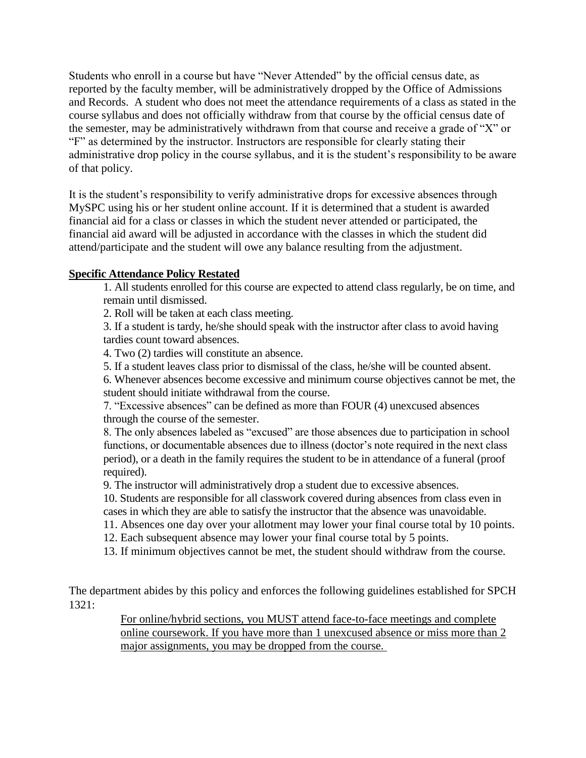Students who enroll in a course but have "Never Attended" by the official census date, as reported by the faculty member, will be administratively dropped by the Office of Admissions and Records. A student who does not meet the attendance requirements of a class as stated in the course syllabus and does not officially withdraw from that course by the official census date of the semester, may be administratively withdrawn from that course and receive a grade of "X" or "F" as determined by the instructor. Instructors are responsible for clearly stating their administrative drop policy in the course syllabus, and it is the student's responsibility to be aware of that policy.

It is the student's responsibility to verify administrative drops for excessive absences through MySPC using his or her student online account. If it is determined that a student is awarded financial aid for a class or classes in which the student never attended or participated, the financial aid award will be adjusted in accordance with the classes in which the student did attend/participate and the student will owe any balance resulting from the adjustment.

**<u>Specific Attendance Policy Restated</u>**

1. All students enrolled for this course are expected to attend class regularly, be on time, and remain until dismissed.
2. Roll will be taken at each class meeting.
3. If a student is tardy, he/she should speak with the instructor after class to avoid having tardies count toward absences.
4. Two (2) tardies will constitute an absence.
5. If a student leaves class prior to dismissal of the class, he/she will be counted absent.
6. Whenever absences become excessive and minimum course objectives cannot be met, the student should initiate withdrawal from the course.
7. "Excessive absences" can be defined as more than FOUR (4) unexcused absences through the course of the semester.
8. The only absences labeled as "excused" are those absences due to participation in school functions, or documentable absences due to illness (doctor's note required in the next class period), or a death in the family requires the student to be in attendance of a funeral (proof required).
9. The instructor will administratively drop a student due to excessive absences.
10. Students are responsible for all classwork covered during absences from class even in cases in which they are able to satisfy the instructor that the absence was unavoidable.
11. Absences one day over your allotment may lower your final course total by 10 points.
12. Each subsequent absence may lower your final course total by 5 points.
13. If minimum objectives cannot be met, the student should withdraw from the course.

The department abides by this policy and enforces the following guidelines established for SPCH 1321:

> <u>For online/hybrid sections, you MUST attend face-to-face meetings and complete online coursework. If you have more than 1 unexcused absence or miss more than 2 major assignments, you may be dropped from the course.</u>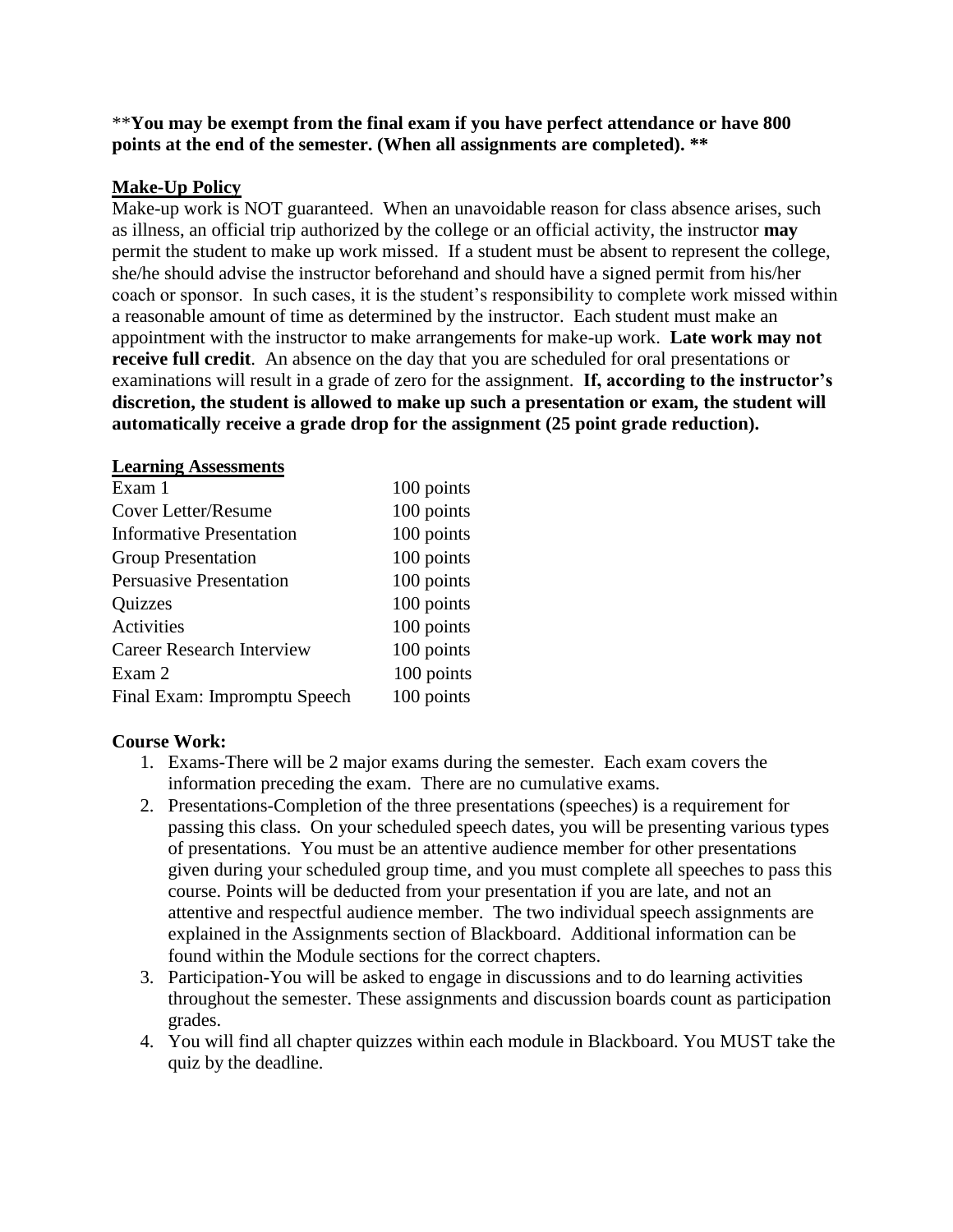**You may be exempt from the final exam if you have perfect attendance or have 800 points at the end of the semester. (When all assignments are completed).**

**Make-Up Policy**

Make-up work is NOT guaranteed. When an unavoidable reason for class absence arises, such as illness, an official trip authorized by the college or an official activity, the instructor **may** permit the student to make up work missed. If a student must be absent to represent the college, she/he should advise the instructor beforehand and should have a signed permit from his/her coach or sponsor. In such cases, it is the student's responsibility to complete work missed within a reasonable amount of time as determined by the instructor. Each student must make an appointment with the instructor to make arrangements for make-up work. **Late work may not receive full credit**. An absence on the day that you are scheduled for oral presentations or examinations will result in a grade of zero for the assignment. **If, according to the instructor's discretion, the student is allowed to make up such a presentation or exam, the student will automatically receive a grade drop for the assignment (25 point grade reduction).**

**Learning Assessments**

| | |
|---|---|
| Exam 1 | 100 points |
| Cover Letter/Resume | 100 points |
| Informative Presentation | 100 points |
| Group Presentation | 100 points |
| Persuasive Presentation | 100 points |
| Quizzes | 100 points |
| Activities | 100 points |
| Career Research Interview | 100 points |
| Exam 2 | 100 points |
| Final Exam: Impromptu Speech | 100 points |

**Course Work:**

1. Exams-There will be 2 major exams during the semester. Each exam covers the information preceding the exam. There are no cumulative exams.
2. Presentations-Completion of the three presentations (speeches) is a requirement for passing this class. On your scheduled speech dates, you will be presenting various types of presentations. You must be an attentive audience member for other presentations given during your scheduled group time, and you must complete all speeches to pass this course. Points will be deducted from your presentation if you are late, and not an attentive and respectful audience member. The two individual speech assignments are explained in the Assignments section of Blackboard. Additional information can be found within the Module sections for the correct chapters.
3. Participation-You will be asked to engage in discussions and to do learning activities throughout the semester. These assignments and discussion boards count as participation grades.
4. You will find all chapter quizzes within each module in Blackboard. You MUST take the quiz by the deadline.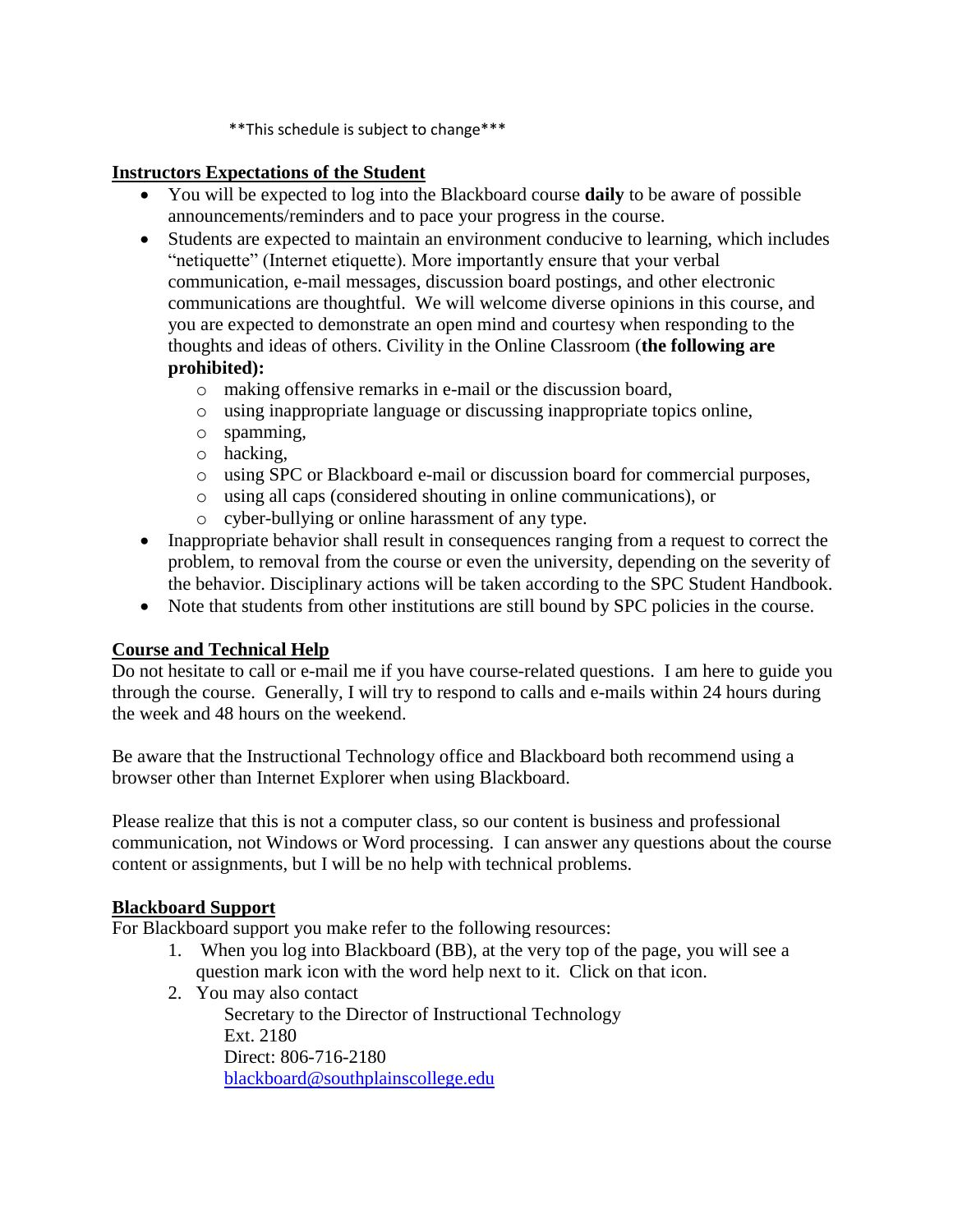**This schedule is subject to change***

## Instructors Expectations of the Student

- You will be expected to log into the Blackboard course **daily** to be aware of possible announcements/reminders and to pace your progress in the course.
- Students are expected to maintain an environment conducive to learning, which includes "netiquette" (Internet etiquette). More importantly ensure that your verbal communication, e-mail messages, discussion board postings, and other electronic communications are thoughtful. We will welcome diverse opinions in this course, and you are expected to demonstrate an open mind and courtesy when responding to the thoughts and ideas of others. Civility in the Online Classroom (**the following are prohibited):**
  - making offensive remarks in e-mail or the discussion board,
  - using inappropriate language or discussing inappropriate topics online,
  - spamming,
  - hacking,
  - using SPC or Blackboard e-mail or discussion board for commercial purposes,
  - using all caps (considered shouting in online communications), or
  - cyber-bullying or online harassment of any type.
- Inappropriate behavior shall result in consequences ranging from a request to correct the problem, to removal from the course or even the university, depending on the severity of the behavior. Disciplinary actions will be taken according to the SPC Student Handbook.
- Note that students from other institutions are still bound by SPC policies in the course.

## Course and Technical Help

Do not hesitate to call or e-mail me if you have course-related questions. I am here to guide you through the course. Generally, I will try to respond to calls and e-mails within 24 hours during the week and 48 hours on the weekend.

Be aware that the Instructional Technology office and Blackboard both recommend using a browser other than Internet Explorer when using Blackboard.

Please realize that this is not a computer class, so our content is business and professional communication, not Windows or Word processing. I can answer any questions about the course content or assignments, but I will be no help with technical problems.

## Blackboard Support

For Blackboard support you make refer to the following resources:

1. When you log into Blackboard (BB), at the very top of the page, you will see a question mark icon with the word help next to it. Click on that icon.
2. You may also contact

   Secretary to the Director of Instructional Technology
   Ext. 2180
   Direct: 806-716-2180
   blackboard@southplainscollege.edu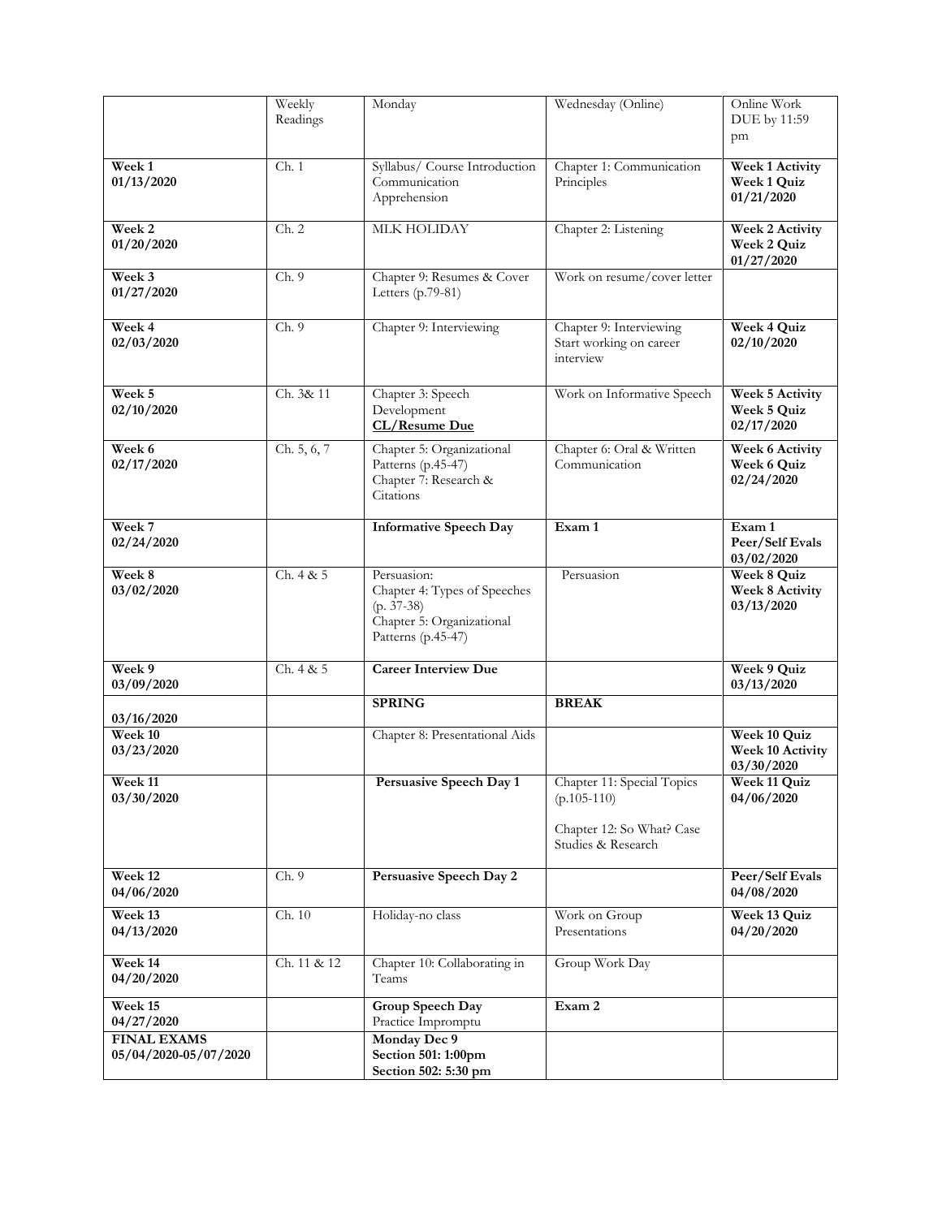| | Weekly Readings | Monday | Wednesday (Online) | Online Work DUE by 11:59 pm |
|---|---|---|---|---|
| **Week 1 01/13/2020** | Ch. 1 | Syllabus/ Course Introduction Communication Apprehension | Chapter 1: Communication Principles | **Week 1 Activity Week 1 Quiz 01/21/2020** |
| **Week 2 01/20/2020** | Ch. 2 | MLK HOLIDAY | Chapter 2: Listening | **Week 2 Activity Week 2 Quiz 01/27/2020** |
| **Week 3 01/27/2020** | Ch. 9 | Chapter 9: Resumes & Cover Letters (p.79-81) | Work on resume/cover letter | |
| **Week 4 02/03/2020** | Ch. 9 | Chapter 9: Interviewing | Chapter 9: Interviewing Start working on career interview | **Week 4 Quiz 02/10/2020** |
| **Week 5 02/10/2020** | Ch. 3& 11 | Chapter 3: Speech Development **CL/Resume Due** | Work on Informative Speech | **Week 5 Activity Week 5 Quiz 02/17/2020** |
| **Week 6 02/17/2020** | Ch. 5, 6, 7 | Chapter 5: Organizational Patterns (p.45-47) Chapter 7: Research & Citations | Chapter 6: Oral & Written Communication | **Week 6 Activity Week 6 Quiz 02/24/2020** |
| **Week 7 02/24/2020** | | **Informative Speech Day** | **Exam 1** | **Exam 1 Peer/Self Evals 03/02/2020** |
| **Week 8 03/02/2020** | Ch. 4 & 5 | Persuasion: Chapter 4: Types of Speeches (p. 37-38) Chapter 5: Organizational Patterns (p.45-47) | Persuasion | **Week 8 Quiz Week 8 Activity 03/13/2020** |
| **Week 9 03/09/2020** | Ch. 4 & 5 | **Career Interview Due** | | **Week 9 Quiz 03/13/2020** |
| **03/16/2020** | | **SPRING** | **BREAK** | |
| **Week 10 03/23/2020** | | Chapter 8: Presentational Aids | | **Week 10 Quiz Week 10 Activity 03/30/2020** |
| **Week 11 03/30/2020** | | **Persuasive Speech Day 1** | Chapter 11: Special Topics (p.105-110) Chapter 12: So What? Case Studies & Research | **Week 11 Quiz 04/06/2020** |
| **Week 12 04/06/2020** | Ch. 9 | **Persuasive Speech Day 2** | | **Peer/Self Evals 04/08/2020** |
| **Week 13 04/13/2020** | Ch. 10 | Holiday-no class | Work on Group Presentations | **Week 13 Quiz 04/20/2020** |
| **Week 14 04/20/2020** | Ch. 11 & 12 | Chapter 10: Collaborating in Teams | Group Work Day | |
| **Week 15 04/27/2020** | | **Group Speech Day** Practice Impromptu | **Exam 2** | |
| **FINAL EXAMS 05/04/2020-05/07/2020** | | **Monday Dec 9 Section 501: 1:00pm Section 502: 5:30 pm** | | |